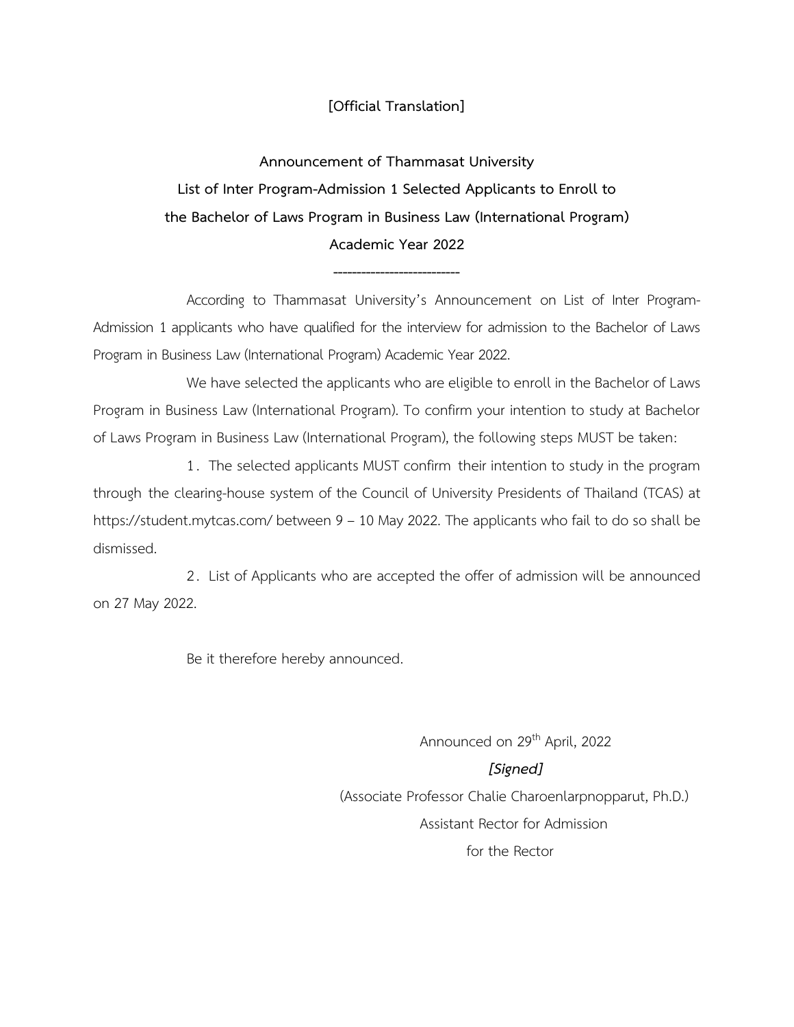**[Official Translation]**

# Announcement of Thammasat University
## List of Inter Program-Admission 1 Selected Applicants to Enroll to the Bachelor of Laws Program in Business Law (International Program)
## Academic Year 2022

---------------------------

According to Thammasat University's Announcement on List of Inter Program-Admission 1 applicants who have qualified for the interview for admission to the Bachelor of Laws Program in Business Law (International Program) Academic Year 2022.

We have selected the applicants who are eligible to enroll in the Bachelor of Laws Program in Business Law (International Program). To confirm your intention to study at Bachelor of Laws Program in Business Law (International Program), the following steps MUST be taken:

1. The selected applicants MUST confirm their intention to study in the program through the clearing-house system of the Council of University Presidents of Thailand (TCAS) at https://student.mytcas.com/ between 9 – 10 May 2022. The applicants who fail to do so shall be dismissed.

2. List of Applicants who are accepted the offer of admission will be announced on 27 May 2022.

Be it therefore hereby announced.

Announced on 29th April, 2022

***[Signed]***

(Associate Professor Chalie Charoenlarpnopparut, Ph.D.)

Assistant Rector for Admission

for the Rector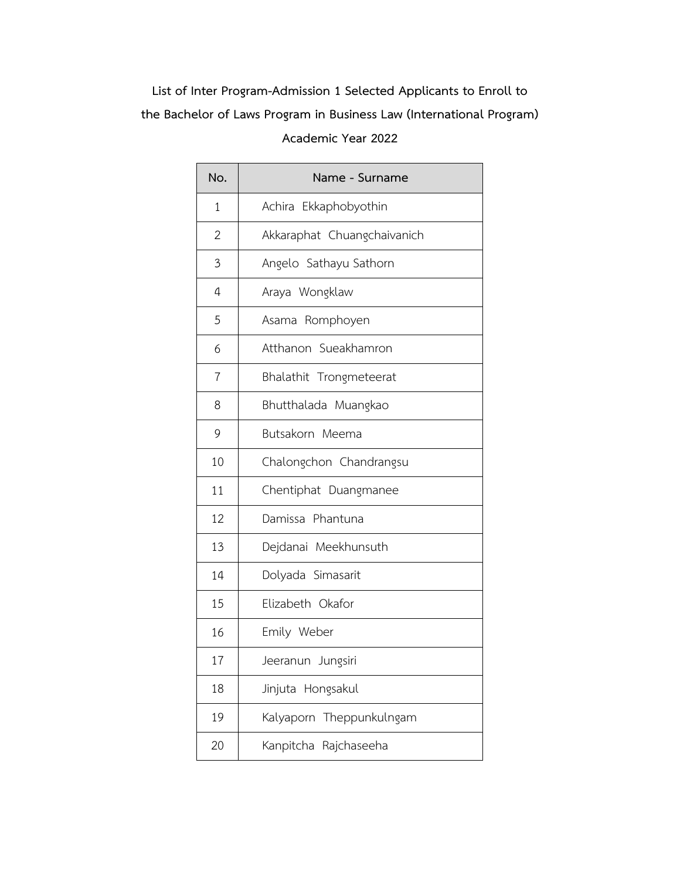**List of Inter Program-Admission 1 Selected Applicants to Enroll to the Bachelor of Laws Program in Business Law (International Program) Academic Year 2022**

| No. | Name - Surname |
| --- | --- |
| 1 | Achira Ekkaphobyothin |
| 2 | Akkaraphat Chuangchaivanich |
| 3 | Angelo Sathayu Sathorn |
| 4 | Araya Wongklaw |
| 5 | Asama Romphoyen |
| 6 | Atthanon Sueakhamron |
| 7 | Bhalathit Trongmeteerat |
| 8 | Bhutthalada Muangkao |
| 9 | Butsakorn Meema |
| 10 | Chalongchon Chandrangsu |
| 11 | Chentiphat Duangmanee |
| 12 | Damissa Phantuna |
| 13 | Dejdanai Meekhunsuth |
| 14 | Dolyada Simasarit |
| 15 | Elizabeth Okafor |
| 16 | Emily Weber |
| 17 | Jeeranun Jungsiri |
| 18 | Jinjuta Hongsakul |
| 19 | Kalyaporn Theppunkulngam |
| 20 | Kanpitcha Rajchaseeha |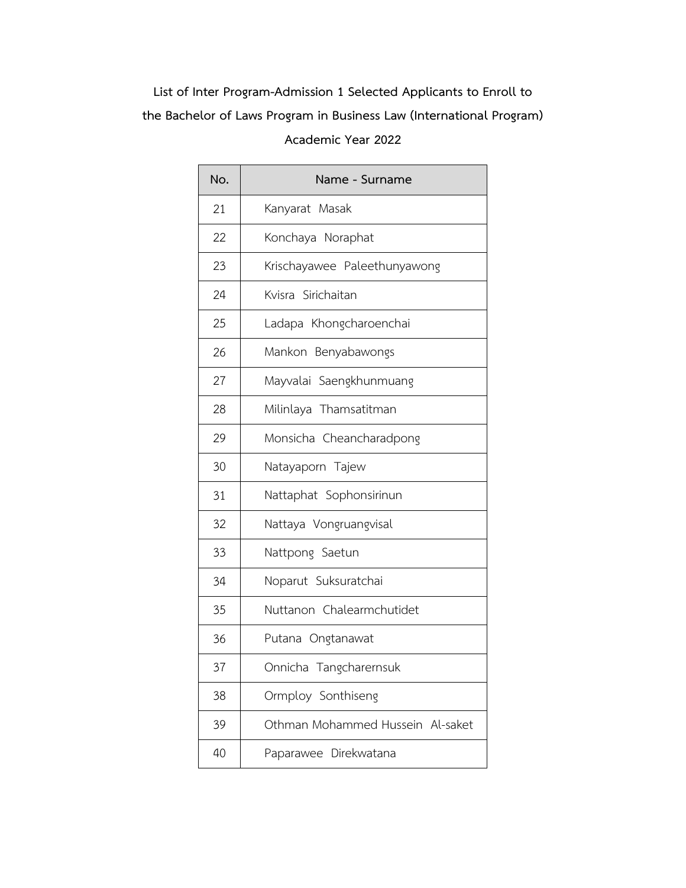**List of Inter Program-Admission 1 Selected Applicants to Enroll to the Bachelor of Laws Program in Business Law (International Program) Academic Year 2022**

| No. | Name - Surname |
|---|---|
| 21 | Kanyarat  Masak |
| 22 | Konchaya  Noraphat |
| 23 | Krischayawee  Paleethunyawong |
| 24 | Kvisra  Sirichaitan |
| 25 | Ladapa  Khongcharoenchai |
| 26 | Mankon  Benyabawongs |
| 27 | Mayvalai  Saengkhunmuang |
| 28 | Milinlaya  Thamsatitman |
| 29 | Monsicha  Cheancharadpong |
| 30 | Natayaporn  Tajew |
| 31 | Nattaphat  Sophonsirinun |
| 32 | Nattaya  Vongruangvisal |
| 33 | Nattpong  Saetun |
| 34 | Noparut  Suksuratchai |
| 35 | Nuttanon  Chalearmchutidet |
| 36 | Putana  Ongtanawat |
| 37 | Onnicha  Tangcharernsuk |
| 38 | Ormploy  Sonthiseng |
| 39 | Othman Mohammed Hussein  Al-saket |
| 40 | Paparawee  Direkwatana |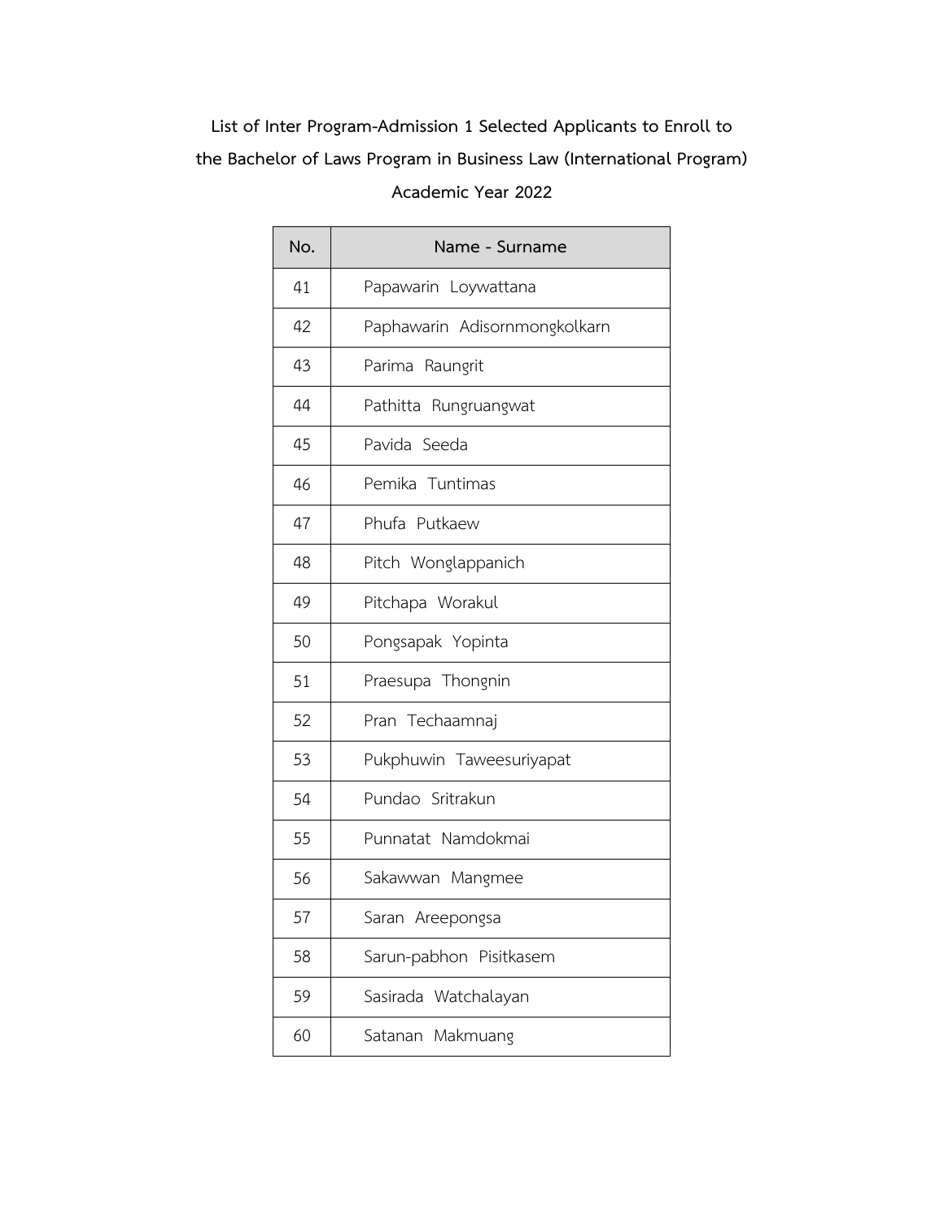**List of Inter Program-Admission 1 Selected Applicants to Enroll to the Bachelor of Laws Program in Business Law (International Program) Academic Year 2022**

| No. | Name - Surname |
|---|---|
| 41 | Papawarin Loywattana |
| 42 | Paphawarin Adisornmongkolkarn |
| 43 | Parima Raungrit |
| 44 | Pathitta Rungruangwat |
| 45 | Pavida Seeda |
| 46 | Pemika Tuntimas |
| 47 | Phufa Putkaew |
| 48 | Pitch Wonglappanich |
| 49 | Pitchapa Worakul |
| 50 | Pongsapak Yopinta |
| 51 | Praesupa Thongnin |
| 52 | Pran Techaamnaj |
| 53 | Pukphuwin Taweesuriyapat |
| 54 | Pundao Sritrakun |
| 55 | Punnatat Namdokmai |
| 56 | Sakawwan Mangmee |
| 57 | Saran Areepongsa |
| 58 | Sarun-pabhon Pisitkasem |
| 59 | Sasirada Watchalayan |
| 60 | Satanan Makmuang |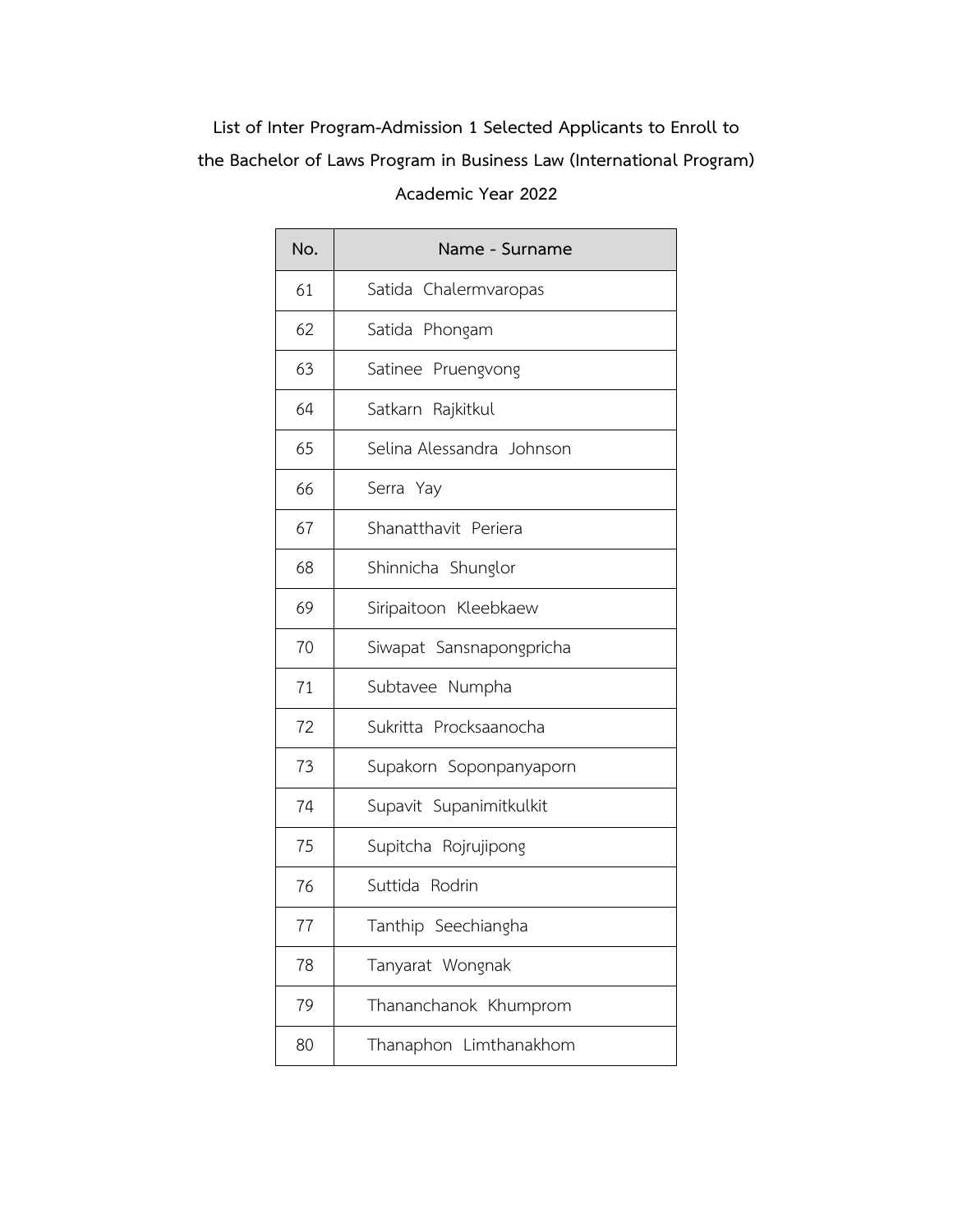**List of Inter Program-Admission 1 Selected Applicants to Enroll to the Bachelor of Laws Program in Business Law (International Program) Academic Year 2022**

| No. | Name - Surname |
|---|---|
| 61 | Satida Chalermvaropas |
| 62 | Satida Phongam |
| 63 | Satinee Pruengvong |
| 64 | Satkarn Rajkitkul |
| 65 | Selina Alessandra Johnson |
| 66 | Serra Yay |
| 67 | Shanatthavit Periera |
| 68 | Shinnicha Shunglor |
| 69 | Siripaitoon Kleebkaew |
| 70 | Siwapat Sansnapongpricha |
| 71 | Subtavee Numpha |
| 72 | Sukritta Procksaanocha |
| 73 | Supakorn Soponpanyaporn |
| 74 | Supavit Supanimitkulkit |
| 75 | Supitcha Rojrujipong |
| 76 | Suttida Rodrin |
| 77 | Tanthip Seechiangha |
| 78 | Tanyarat Wongnak |
| 79 | Thananchanok Khumprom |
| 80 | Thanaphon Limthanakhom |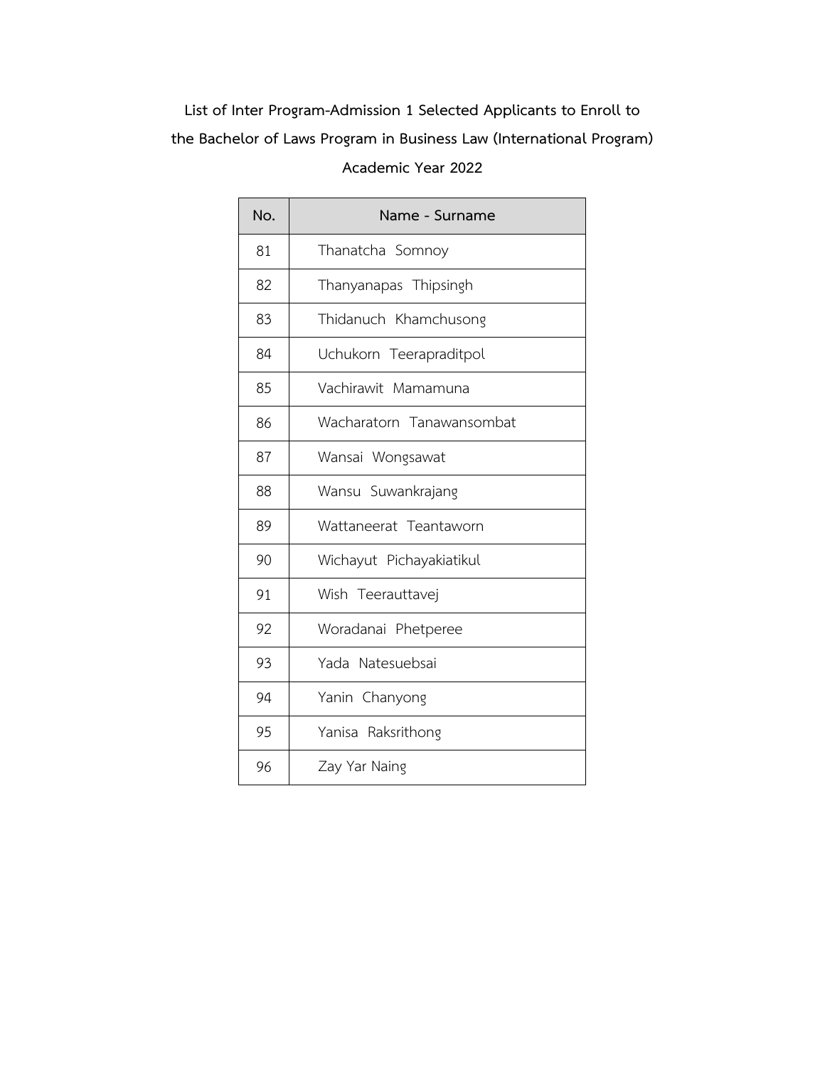**List of Inter Program-Admission 1 Selected Applicants to Enroll to the Bachelor of Laws Program in Business Law (International Program) Academic Year 2022**

| No. | Name - Surname |
|---|---|
| 81 | Thanatcha Somnoy |
| 82 | Thanyanapas Thipsingh |
| 83 | Thidanuch Khamchusong |
| 84 | Uchukorn Teerapraditpol |
| 85 | Vachirawit Mamamuna |
| 86 | Wacharatorn Tanawansombat |
| 87 | Wansai Wongsawat |
| 88 | Wansu Suwankrajang |
| 89 | Wattaneerat Teantaworn |
| 90 | Wichayut Pichayakiatikul |
| 91 | Wish Teerauttavej |
| 92 | Woradanai Phetperee |
| 93 | Yada Natesuebsai |
| 94 | Yanin Chanyong |
| 95 | Yanisa Raksrithong |
| 96 | Zay Yar Naing |